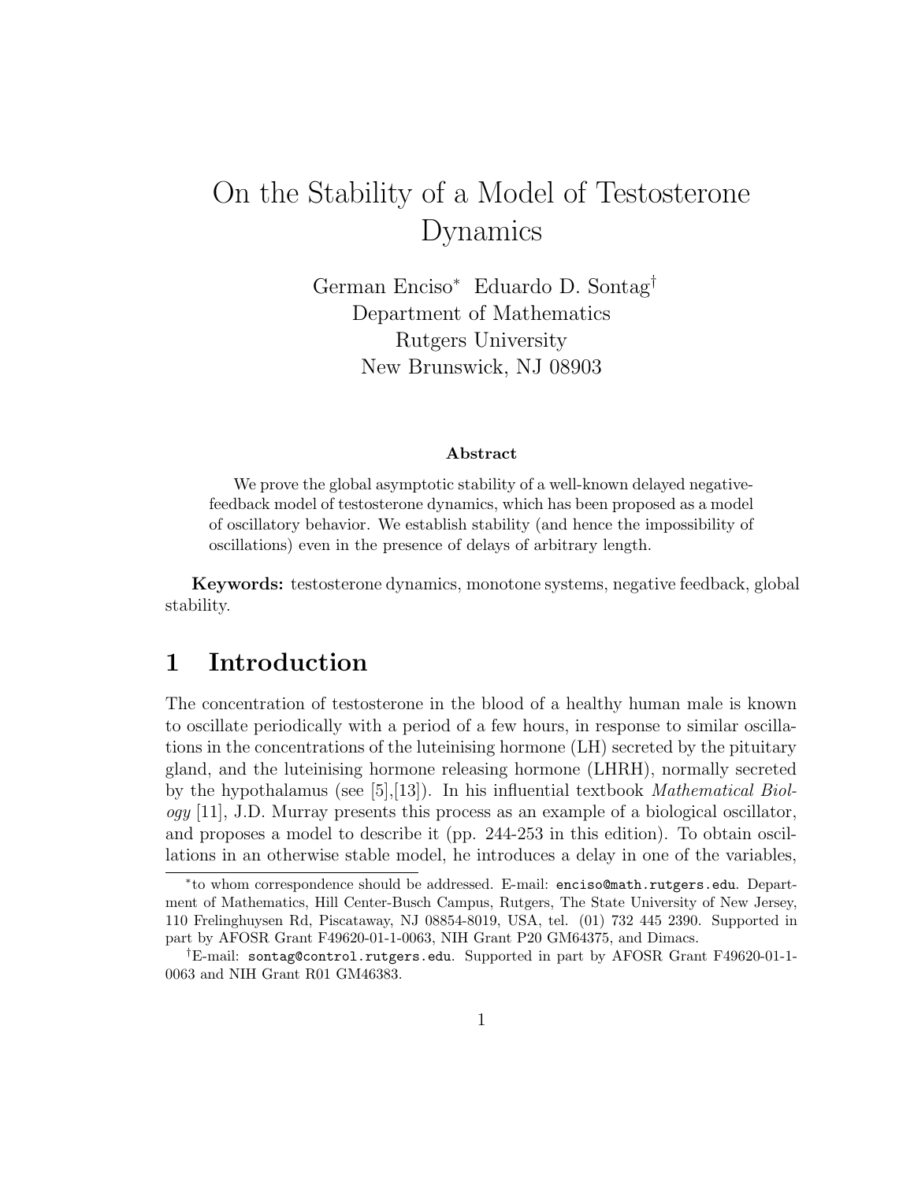# On the Stability of a Model of Testosterone Dynamics

German Enciso* Eduardo D. Sontag†
Department of Mathematics
Rutgers University
New Brunswick, NJ 08903

**Abstract**

We prove the global asymptotic stability of a well-known delayed negative-feedback model of testosterone dynamics, which has been proposed as a model of oscillatory behavior. We establish stability (and hence the impossibility of oscillations) even in the presence of delays of arbitrary length.

**Keywords:** testosterone dynamics, monotone systems, negative feedback, global stability.

## 1 Introduction

The concentration of testosterone in the blood of a healthy human male is known to oscillate periodically with a period of a few hours, in response to similar oscillations in the concentrations of the luteinising hormone (LH) secreted by the pituitary gland, and the luteinising hormone releasing hormone (LHRH), normally secreted by the hypothalamus (see [5],[13]). In his influential textbook *Mathematical Biology* [11], J.D. Murray presents this process as an example of a biological oscillator, and proposes a model to describe it (pp. 244-253 in this edition). To obtain oscillations in an otherwise stable model, he introduces a delay in one of the variables,

---

*to whom correspondence should be addressed. E-mail: `enciso@math.rutgers.edu`. Department of Mathematics, Hill Center-Busch Campus, Rutgers, The State University of New Jersey, 110 Frelinghuysen Rd, Piscataway, NJ 08854-8019, USA, tel. (01) 732 445 2390. Supported in part by AFOSR Grant F49620-01-1-0063, NIH Grant P20 GM64375, and Dimacs.

†E-mail: `sontag@control.rutgers.edu`. Supported in part by AFOSR Grant F49620-01-1-0063 and NIH Grant R01 GM46383.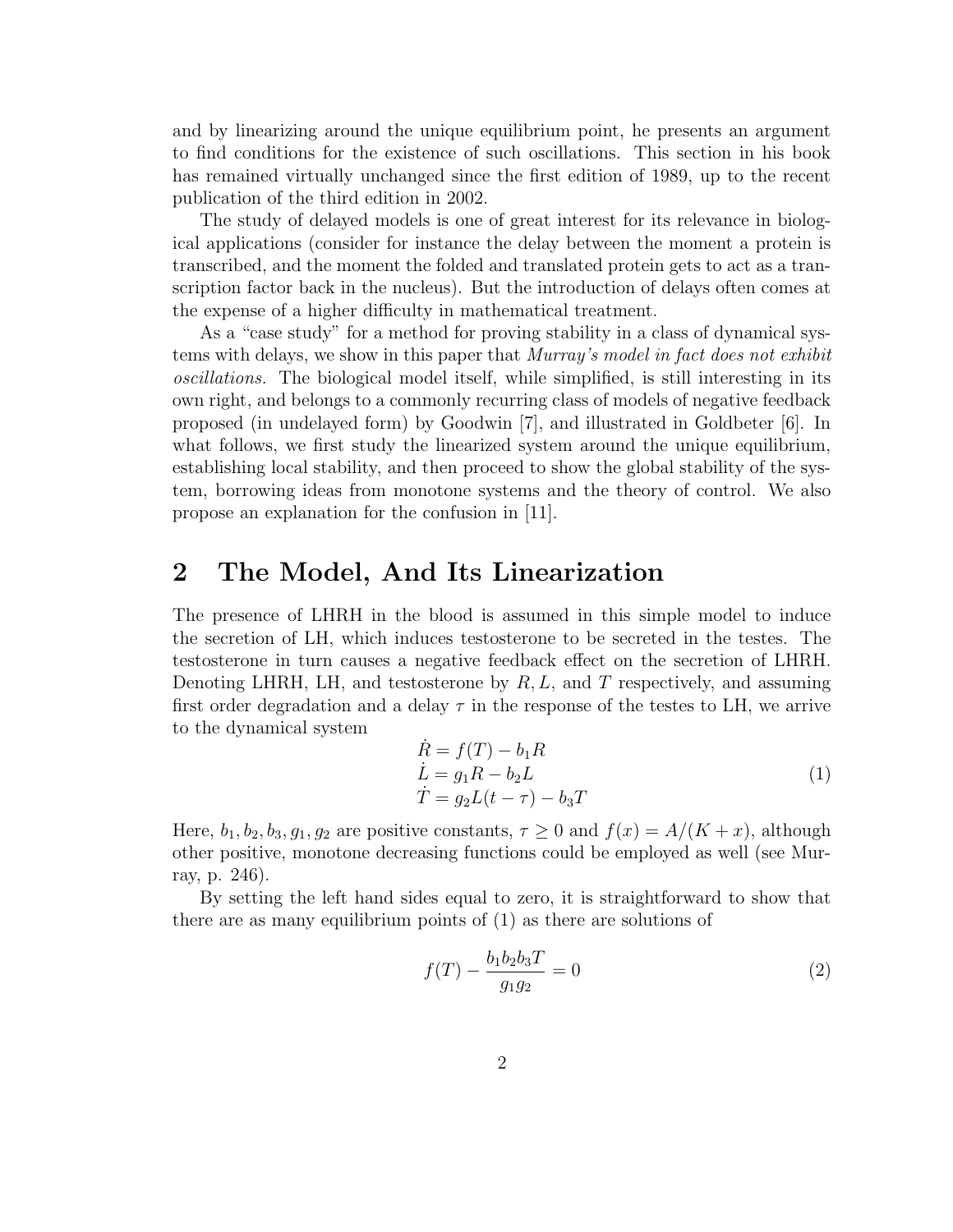and by linearizing around the unique equilibrium point, he presents an argument to find conditions for the existence of such oscillations. This section in his book has remained virtually unchanged since the first edition of 1989, up to the recent publication of the third edition in 2002.

The study of delayed models is one of great interest for its relevance in biological applications (consider for instance the delay between the moment a protein is transcribed, and the moment the folded and translated protein gets to act as a transcription factor back in the nucleus). But the introduction of delays often comes at the expense of a higher difficulty in mathematical treatment.

As a "case study" for a method for proving stability in a class of dynamical systems with delays, we show in this paper that *Murray's model in fact does not exhibit oscillations.* The biological model itself, while simplified, is still interesting in its own right, and belongs to a commonly recurring class of models of negative feedback proposed (in undelayed form) by Goodwin [7], and illustrated in Goldbeter [6]. In what follows, we first study the linearized system around the unique equilibrium, establishing local stability, and then proceed to show the global stability of the system, borrowing ideas from monotone systems and the theory of control. We also propose an explanation for the confusion in [11].

## 2 The Model, And Its Linearization

The presence of LHRH in the blood is assumed in this simple model to induce the secretion of LH, which induces testosterone to be secreted in the testes. The testosterone in turn causes a negative feedback effect on the secretion of LHRH. Denoting LHRH, LH, and testosterone by $R, L$, and $T$ respectively, and assuming first order degradation and a delay $\tau$ in the response of the testes to LH, we arrive to the dynamical system

$$\begin{aligned} \dot{R} &= f(T) - b_1 R \\ \dot{L} &= g_1 R - b_2 L \\ \dot{T} &= g_2 L(t-\tau) - b_3 T \end{aligned} \tag{1}$$

Here, $b_1, b_2, b_3, g_1, g_2$ are positive constants, $\tau \geq 0$ and $f(x) = A/(K+x)$, although other positive, monotone decreasing functions could be employed as well (see Murray, p. 246).

By setting the left hand sides equal to zero, it is straightforward to show that there are as many equilibrium points of (1) as there are solutions of

$$f(T) - \frac{b_1 b_2 b_3 T}{g_1 g_2} = 0 \tag{2}$$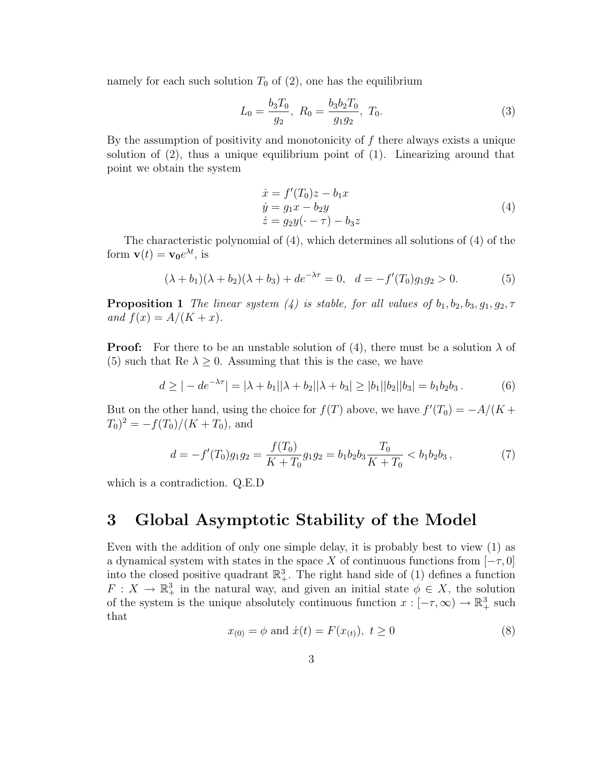namely for each such solution $T_0$ of (2), one has the equilibrium

$$L_0 = \frac{b_3 T_0}{g_2},\ R_0 = \frac{b_3 b_2 T_0}{g_1 g_2},\ T_0. \tag{3}$$

By the assumption of positivity and monotonicity of $f$ there always exists a unique solution of (2), thus a unique equilibrium point of (1). Linearizing around that point we obtain the system

$$\begin{aligned}
\dot{x} &= f'(T_0)z - b_1 x \\
\dot{y} &= g_1 x - b_2 y \\
\dot{z} &= g_2 y(\cdot - \tau) - b_3 z
\end{aligned} \tag{4}$$

The characteristic polynomial of (4), which determines all solutions of (4) of the form $\mathbf{v}(t) = \mathbf{v_0} e^{\lambda t}$, is

$$(\lambda + b_1)(\lambda + b_2)(\lambda + b_3) + d e^{-\lambda \tau} = 0, \quad d = -f'(T_0) g_1 g_2 > 0. \tag{5}$$

**Proposition 1** *The linear system (4) is stable, for all values of $b_1, b_2, b_3, g_1, g_2, \tau$ and $f(x) = A/(K + x)$.*

**Proof:** For there to be an unstable solution of (4), there must be a solution $\lambda$ of (5) such that Re $\lambda \geq 0$. Assuming that this is the case, we have

$$d \geq |-d e^{-\lambda \tau}| = |\lambda + b_1||\lambda + b_2||\lambda + b_3| \geq |b_1||b_2||b_3| = b_1 b_2 b_3\,. \tag{6}$$

But on the other hand, using the choice for $f(T)$ above, we have $f'(T_0) = -A/(K + T_0)^2 = -f(T_0)/(K + T_0)$, and

$$d = -f'(T_0) g_1 g_2 = \frac{f(T_0)}{K + T_0} g_1 g_2 = b_1 b_2 b_3 \frac{T_0}{K + T_0} < b_1 b_2 b_3\,, \tag{7}$$

which is a contradiction. Q.E.D

# 3 Global Asymptotic Stability of the Model

Even with the addition of only one simple delay, it is probably best to view (1) as a dynamical system with states in the space $X$ of continuous functions from $[-\tau, 0]$ into the closed positive quadrant $\mathbb{R}^3_+$. The right hand side of (1) defines a function $F : X \to \mathbb{R}^3_+$ in the natural way, and given an initial state $\phi \in X$, the solution of the system is the unique absolutely continuous function $x : [-\tau, \infty) \to \mathbb{R}^3_+$ such that

$$x_{(0)} = \phi \text{ and } \dot{x}(t) = F(x_{(t)}),\ t \geq 0 \tag{8}$$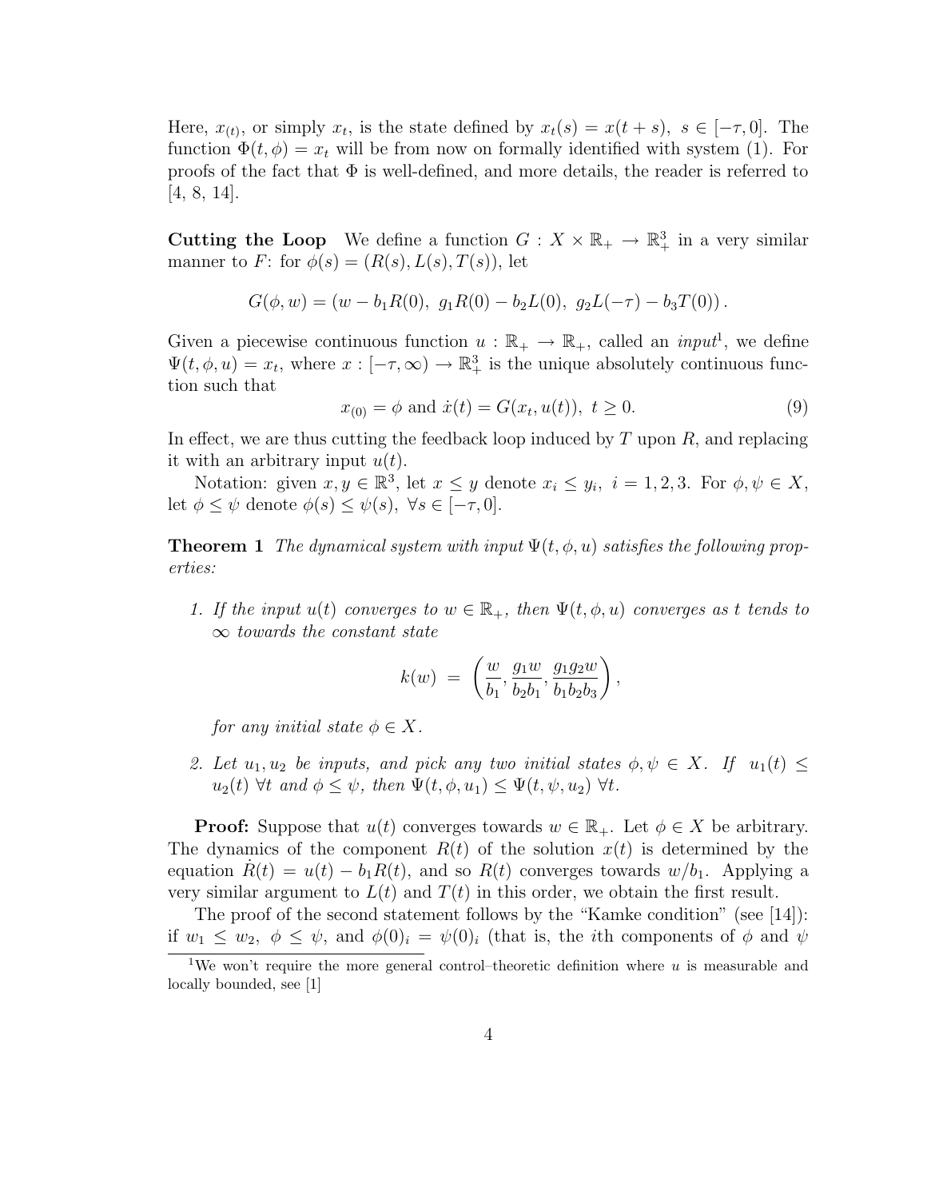Here, $x_{(t)}$, or simply $x_t$, is the state defined by $x_t(s) = x(t+s),\ s \in [-\tau, 0]$. The function $\Phi(t,\phi) = x_t$ will be from now on formally identified with system (1). For proofs of the fact that $\Phi$ is well-defined, and more details, the reader is referred to [4, 8, 14].

**Cutting the Loop** We define a function $G : X \times \mathbb{R}_+ \to \mathbb{R}^3_+$ in a very similar manner to $F$: for $\phi(s) = (R(s), L(s), T(s))$, let

$$G(\phi, w) = (w - b_1 R(0),\ g_1 R(0) - b_2 L(0),\ g_2 L(-\tau) - b_3 T(0)).$$

Given a piecewise continuous function $u : \mathbb{R}_+ \to \mathbb{R}_+$, called an *input*[1], we define $\Psi(t, \phi, u) = x_t$, where $x : [-\tau, \infty) \to \mathbb{R}^3_+$ is the unique absolutely continuous function such that

$$x_{(0)} = \phi \text{ and } \dot{x}(t) = G(x_t, u(t)),\ t \geq 0. \tag{9}$$

In effect, we are thus cutting the feedback loop induced by $T$ upon $R$, and replacing it with an arbitrary input $u(t)$.

Notation: given $x, y \in \mathbb{R}^3$, let $x \leq y$ denote $x_i \leq y_i,\ i = 1, 2, 3$. For $\phi, \psi \in X$, let $\phi \leq \psi$ denote $\phi(s) \leq \psi(s),\ \forall s \in [-\tau, 0]$.

**Theorem 1** *The dynamical system with input $\Psi(t, \phi, u)$ satisfies the following properties:*

1. *If the input $u(t)$ converges to $w \in \mathbb{R}_+$, then $\Psi(t, \phi, u)$ converges as $t$ tends to $\infty$ towards the constant state*

$$k(w) \;=\; \left(\frac{w}{b_1}, \frac{g_1 w}{b_2 b_1}, \frac{g_1 g_2 w}{b_1 b_2 b_3}\right),$$

   *for any initial state $\phi \in X$.*

2. *Let $u_1, u_2$ be inputs, and pick any two initial states $\phi, \psi \in X$. If $u_1(t) \leq u_2(t)\ \forall t$ and $\phi \leq \psi$, then $\Psi(t, \phi, u_1) \leq \Psi(t, \psi, u_2)\ \forall t$.*

**Proof:** Suppose that $u(t)$ converges towards $w \in \mathbb{R}_+$. Let $\phi \in X$ be arbitrary. The dynamics of the component $R(t)$ of the solution $x(t)$ is determined by the equation $\dot{R}(t) = u(t) - b_1 R(t)$, and so $R(t)$ converges towards $w/b_1$. Applying a very similar argument to $L(t)$ and $T(t)$ in this order, we obtain the first result.

The proof of the second statement follows by the "Kamke condition" (see [14]): if $w_1 \leq w_2$, $\phi \leq \psi$, and $\phi(0)_i = \psi(0)_i$ (that is, the $i$th components of $\phi$ and $\psi$

[1] We won't require the more general control–theoretic definition where $u$ is measurable and locally bounded, see [1]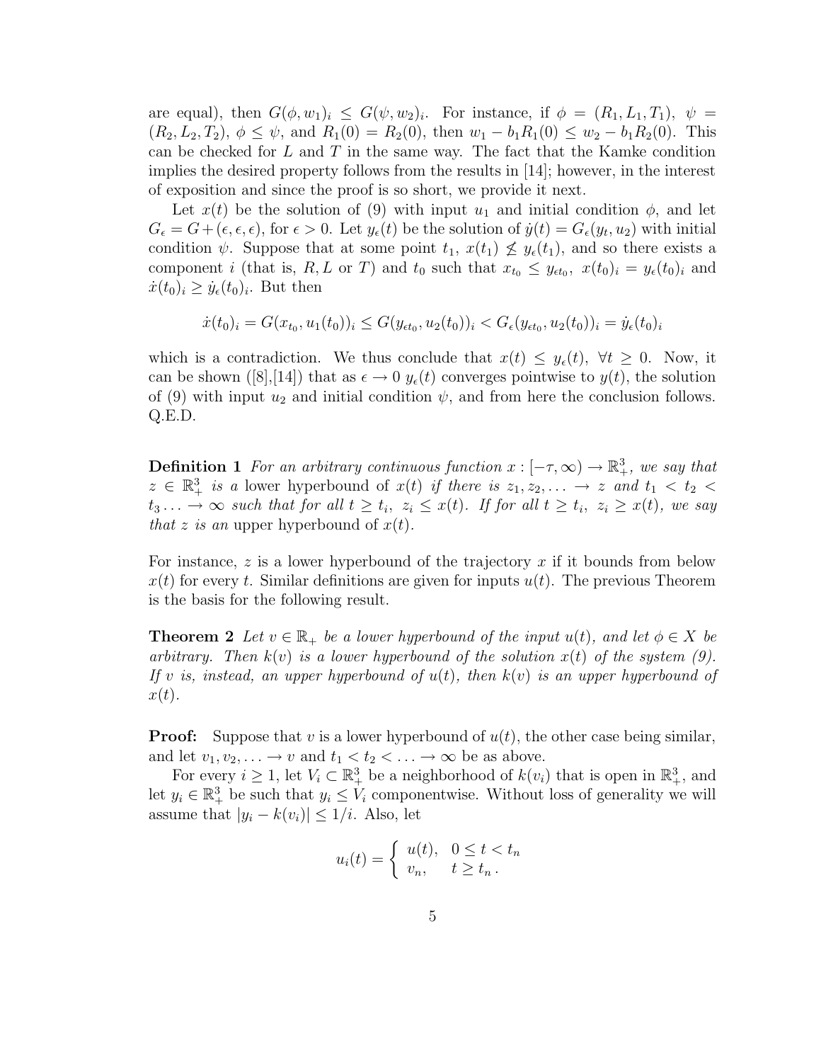are equal), then $G(\phi, w_1)_i \leq G(\psi, w_2)_i$. For instance, if $\phi = (R_1, L_1, T_1)$, $\psi = (R_2, L_2, T_2)$, $\phi \leq \psi$, and $R_1(0) = R_2(0)$, then $w_1 - b_1 R_1(0) \leq w_2 - b_1 R_2(0)$. This can be checked for $L$ and $T$ in the same way. The fact that the Kamke condition implies the desired property follows from the results in [14]; however, in the interest of exposition and since the proof is so short, we provide it next.

Let $x(t)$ be the solution of (9) with input $u_1$ and initial condition $\phi$, and let $G_\epsilon = G + (\epsilon, \epsilon, \epsilon)$, for $\epsilon > 0$. Let $y_\epsilon(t)$ be the solution of $\dot{y}(t) = G_\epsilon(y_t, u_2)$ with initial condition $\psi$. Suppose that at some point $t_1$, $x(t_1) \not\leq y_\epsilon(t_1)$, and so there exists a component $i$ (that is, $R, L$ or $T$) and $t_0$ such that $x_{t_0} \leq y_{\epsilon t_0}$, $x(t_0)_i = y_\epsilon(t_0)_i$ and $\dot{x}(t_0)_i \geq \dot{y}_\epsilon(t_0)_i$. But then

$$\dot{x}(t_0)_i = G(x_{t_0}, u_1(t_0))_i \leq G(y_{\epsilon t_0}, u_2(t_0))_i < G_\epsilon(y_{\epsilon t_0}, u_2(t_0))_i = \dot{y}_\epsilon(t_0)_i$$

which is a contradiction. We thus conclude that $x(t) \leq y_\epsilon(t)$, $\forall t \geq 0$. Now, it can be shown ([8],[14]) that as $\epsilon \to 0$ $y_\epsilon(t)$ converges pointwise to $y(t)$, the solution of (9) with input $u_2$ and initial condition $\psi$, and from here the conclusion follows. Q.E.D.

**Definition 1** *For an arbitrary continuous function $x : [-\tau, \infty) \to \mathbb{R}^3_+$, we say that $z \in \mathbb{R}^3_+$ is a* lower hyperbound of $x(t)$ *if there is $z_1, z_2, \ldots \to z$ and $t_1 < t_2 < t_3 \ldots \to \infty$ such that for all $t \geq t_i$, $z_i \leq x(t)$. If for all $t \geq t_i$, $z_i \geq x(t)$, we say that $z$ is an* upper hyperbound of $x(t)$.

For instance, $z$ is a lower hyperbound of the trajectory $x$ if it bounds from below $x(t)$ for every $t$. Similar definitions are given for inputs $u(t)$. The previous Theorem is the basis for the following result.

**Theorem 2** *Let $v \in \mathbb{R}_+$ be a lower hyperbound of the input $u(t)$, and let $\phi \in X$ be arbitrary. Then $k(v)$ is a lower hyperbound of the solution $x(t)$ of the system (9). If $v$ is, instead, an upper hyperbound of $u(t)$, then $k(v)$ is an upper hyperbound of $x(t)$.*

**Proof:** Suppose that $v$ is a lower hyperbound of $u(t)$, the other case being similar, and let $v_1, v_2, \ldots \to v$ and $t_1 < t_2 < \ldots \to \infty$ be as above.

For every $i \geq 1$, let $V_i \subset \mathbb{R}^3_+$ be a neighborhood of $k(v_i)$ that is open in $\mathbb{R}^3_+$, and let $y_i \in \mathbb{R}^3_+$ be such that $y_i \leq V_i$ componentwise. Without loss of generality we will assume that $|y_i - k(v_i)| \leq 1/i$. Also, let

$$u_i(t) = \begin{cases} u(t), & 0 \leq t < t_n \\ v_n, & t \geq t_n \, . \end{cases}$$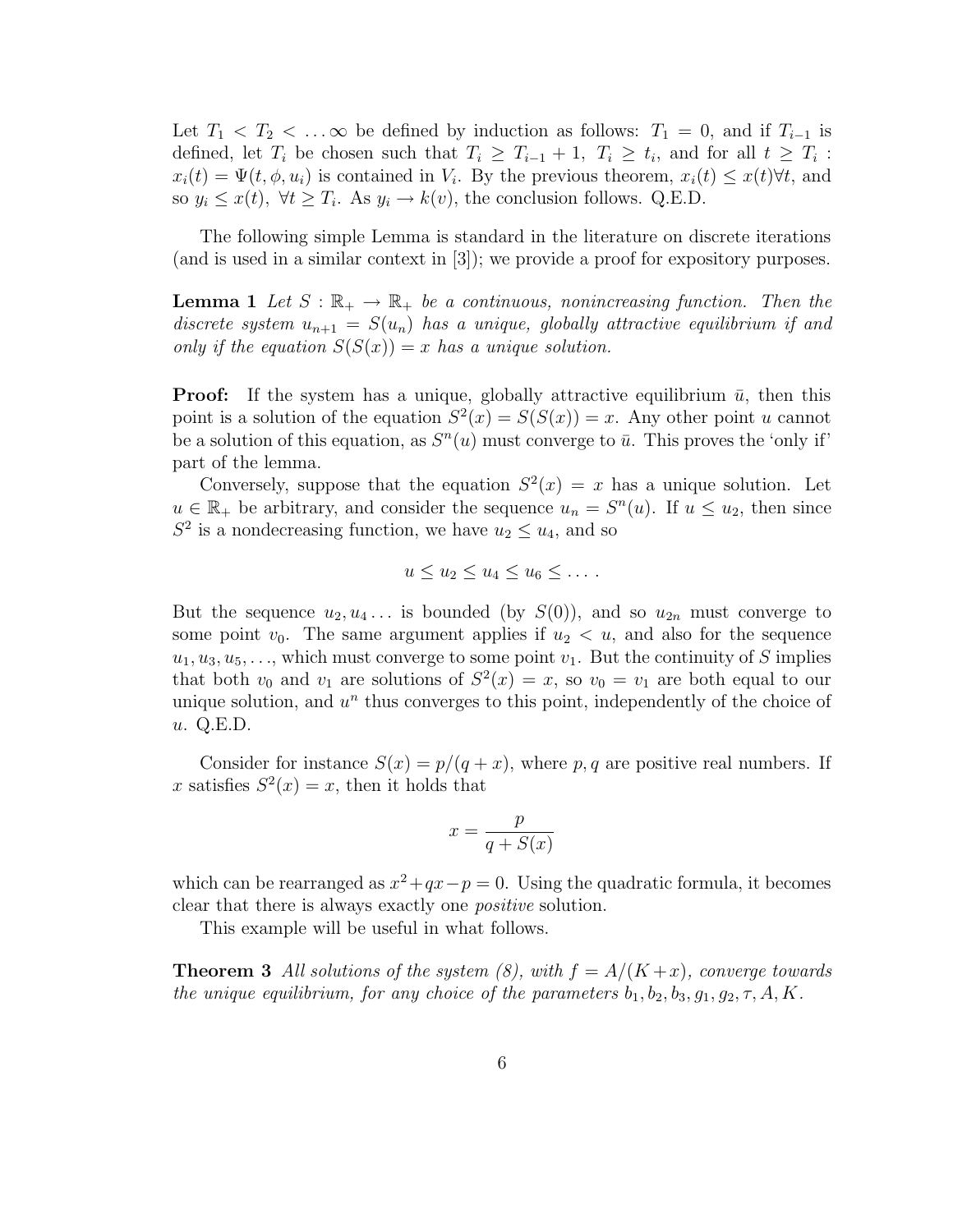Let $T_1 < T_2 < \ldots \infty$ be defined by induction as follows: $T_1 = 0$, and if $T_{i-1}$ is defined, let $T_i$ be chosen such that $T_i \geq T_{i-1} + 1$, $T_i \geq t_i$, and for all $t \geq T_i$ : $x_i(t) = \Psi(t, \phi, u_i)$ is contained in $V_i$. By the previous theorem, $x_i(t) \leq x(t) \forall t$, and so $y_i \leq x(t)$, $\forall t \geq T_i$. As $y_i \to k(v)$, the conclusion follows. Q.E.D.

The following simple Lemma is standard in the literature on discrete iterations (and is used in a similar context in [3]); we provide a proof for expository purposes.

**Lemma 1** *Let $S : \mathbb{R}_+ \to \mathbb{R}_+$ be a continuous, nonincreasing function. Then the discrete system $u_{n+1} = S(u_n)$ has a unique, globally attractive equilibrium if and only if the equation $S(S(x)) = x$ has a unique solution.*

**Proof:** If the system has a unique, globally attractive equilibrium $\bar{u}$, then this point is a solution of the equation $S^2(x) = S(S(x)) = x$. Any other point $u$ cannot be a solution of this equation, as $S^n(u)$ must converge to $\bar{u}$. This proves the 'only if' part of the lemma.

Conversely, suppose that the equation $S^2(x) = x$ has a unique solution. Let $u \in \mathbb{R}_+$ be arbitrary, and consider the sequence $u_n = S^n(u)$. If $u \leq u_2$, then since $S^2$ is a nondecreasing function, we have $u_2 \leq u_4$, and so

$$u \leq u_2 \leq u_4 \leq u_6 \leq \ldots .$$

But the sequence $u_2, u_4 \ldots$ is bounded (by $S(0)$), and so $u_{2n}$ must converge to some point $v_0$. The same argument applies if $u_2 < u$, and also for the sequence $u_1, u_3, u_5, \ldots$, which must converge to some point $v_1$. But the continuity of $S$ implies that both $v_0$ and $v_1$ are solutions of $S^2(x) = x$, so $v_0 = v_1$ are both equal to our unique solution, and $u^n$ thus converges to this point, independently of the choice of $u$. Q.E.D.

Consider for instance $S(x) = p/(q + x)$, where $p, q$ are positive real numbers. If $x$ satisfies $S^2(x) = x$, then it holds that

$$x = \frac{p}{q + S(x)}$$

which can be rearranged as $x^2 + qx - p = 0$. Using the quadratic formula, it becomes clear that there is always exactly one *positive* solution.

This example will be useful in what follows.

**Theorem 3** *All solutions of the system (8), with $f = A/(K + x)$, converge towards the unique equilibrium, for any choice of the parameters $b_1, b_2, b_3, g_1, g_2, \tau, A, K$.*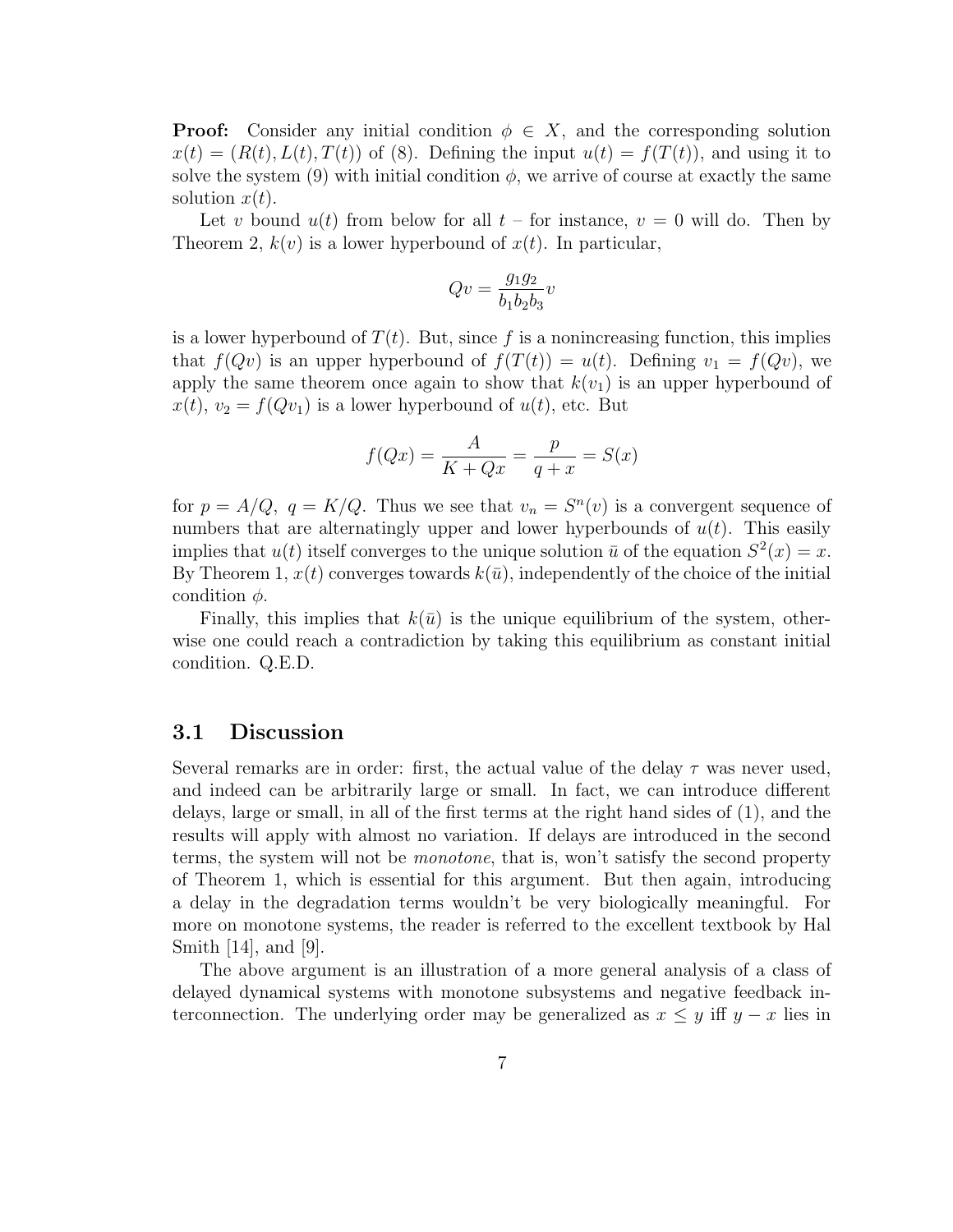**Proof:** Consider any initial condition $\phi \in X$, and the corresponding solution $x(t) = (R(t), L(t), T(t))$ of (8). Defining the input $u(t) = f(T(t))$, and using it to solve the system (9) with initial condition $\phi$, we arrive of course at exactly the same solution $x(t)$.

Let $v$ bound $u(t)$ from below for all $t$ – for instance, $v = 0$ will do. Then by Theorem 2, $k(v)$ is a lower hyperbound of $x(t)$. In particular,

$$Qv = \frac{g_1 g_2}{b_1 b_2 b_3} v$$

is a lower hyperbound of $T(t)$. But, since $f$ is a nonincreasing function, this implies that $f(Qv)$ is an upper hyperbound of $f(T(t)) = u(t)$. Defining $v_1 = f(Qv)$, we apply the same theorem once again to show that $k(v_1)$ is an upper hyperbound of $x(t)$, $v_2 = f(Qv_1)$ is a lower hyperbound of $u(t)$, etc. But

$$f(Qx) = \frac{A}{K + Qx} = \frac{p}{q + x} = S(x)$$

for $p = A/Q,\ q = K/Q$. Thus we see that $v_n = S^n(v)$ is a convergent sequence of numbers that are alternatingly upper and lower hyperbounds of $u(t)$. This easily implies that $u(t)$ itself converges to the unique solution $\bar{u}$ of the equation $S^2(x) = x$. By Theorem 1, $x(t)$ converges towards $k(\bar{u})$, independently of the choice of the initial condition $\phi$.

Finally, this implies that $k(\bar{u})$ is the unique equilibrium of the system, otherwise one could reach a contradiction by taking this equilibrium as constant initial condition. Q.E.D.

### 3.1 Discussion

Several remarks are in order: first, the actual value of the delay $\tau$ was never used, and indeed can be arbitrarily large or small. In fact, we can introduce different delays, large or small, in all of the first terms at the right hand sides of (1), and the results will apply with almost no variation. If delays are introduced in the second terms, the system will not be *monotone*, that is, won't satisfy the second property of Theorem 1, which is essential for this argument. But then again, introducing a delay in the degradation terms wouldn't be very biologically meaningful. For more on monotone systems, the reader is referred to the excellent textbook by Hal Smith [14], and [9].

The above argument is an illustration of a more general analysis of a class of delayed dynamical systems with monotone subsystems and negative feedback interconnection. The underlying order may be generalized as $x \leq y$ iff $y - x$ lies in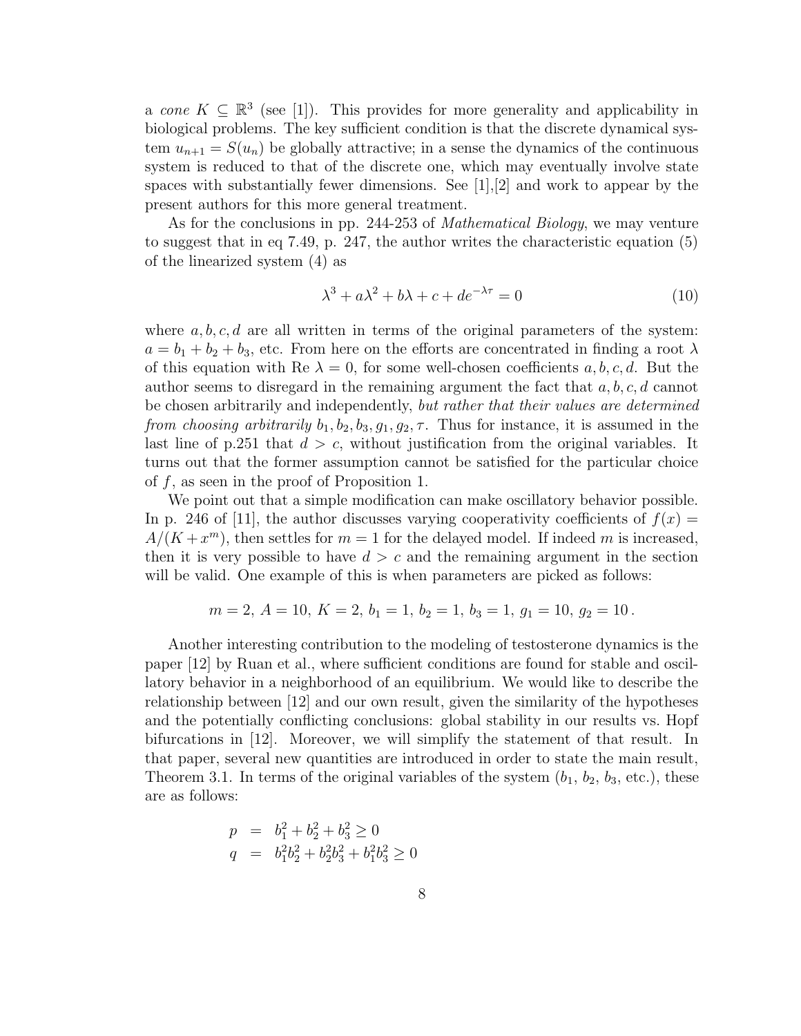a *cone* $K \subseteq \mathbb{R}^3$ (see [1]). This provides for more generality and applicability in biological problems. The key sufficient condition is that the discrete dynamical system $u_{n+1} = S(u_n)$ be globally attractive; in a sense the dynamics of the continuous system is reduced to that of the discrete one, which may eventually involve state spaces with substantially fewer dimensions. See [1],[2] and work to appear by the present authors for this more general treatment.

As for the conclusions in pp. 244-253 of *Mathematical Biology*, we may venture to suggest that in eq 7.49, p. 247, the author writes the characteristic equation (5) of the linearized system (4) as

$$\lambda^3 + a\lambda^2 + b\lambda + c + de^{-\lambda\tau} = 0 \tag{10}$$

where $a, b, c, d$ are all written in terms of the original parameters of the system: $a = b_1 + b_2 + b_3$, etc. From here on the efforts are concentrated in finding a root $\lambda$ of this equation with Re $\lambda = 0$, for some well-chosen coefficients $a, b, c, d$. But the author seems to disregard in the remaining argument the fact that $a, b, c, d$ cannot be chosen arbitrarily and independently, *but rather that their values are determined from choosing arbitrarily* $b_1, b_2, b_3, g_1, g_2, \tau$. Thus for instance, it is assumed in the last line of p.251 that $d > c$, without justification from the original variables. It turns out that the former assumption cannot be satisfied for the particular choice of $f$, as seen in the proof of Proposition 1.

We point out that a simple modification can make oscillatory behavior possible. In p. 246 of [11], the author discusses varying cooperativity coefficients of $f(x) = A/(K + x^m)$, then settles for $m = 1$ for the delayed model. If indeed $m$ is increased, then it is very possible to have $d > c$ and the remaining argument in the section will be valid. One example of this is when parameters are picked as follows:

$$m = 2,\ A = 10,\ K = 2,\ b_1 = 1,\ b_2 = 1,\ b_3 = 1,\ g_1 = 10,\ g_2 = 10\,.$$

Another interesting contribution to the modeling of testosterone dynamics is the paper [12] by Ruan et al., where sufficient conditions are found for stable and oscillatory behavior in a neighborhood of an equilibrium. We would like to describe the relationship between [12] and our own result, given the similarity of the hypotheses and the potentially conflicting conclusions: global stability in our results vs. Hopf bifurcations in [12]. Moreover, we will simplify the statement of that result. In that paper, several new quantities are introduced in order to state the main result, Theorem 3.1. In terms of the original variables of the system ($b_1$, $b_2$, $b_3$, etc.), these are as follows:

$$\begin{aligned} p &= b_1^2 + b_2^2 + b_3^2 \geq 0 \\ q &= b_1^2 b_2^2 + b_2^2 b_3^2 + b_1^2 b_3^2 \geq 0 \end{aligned}$$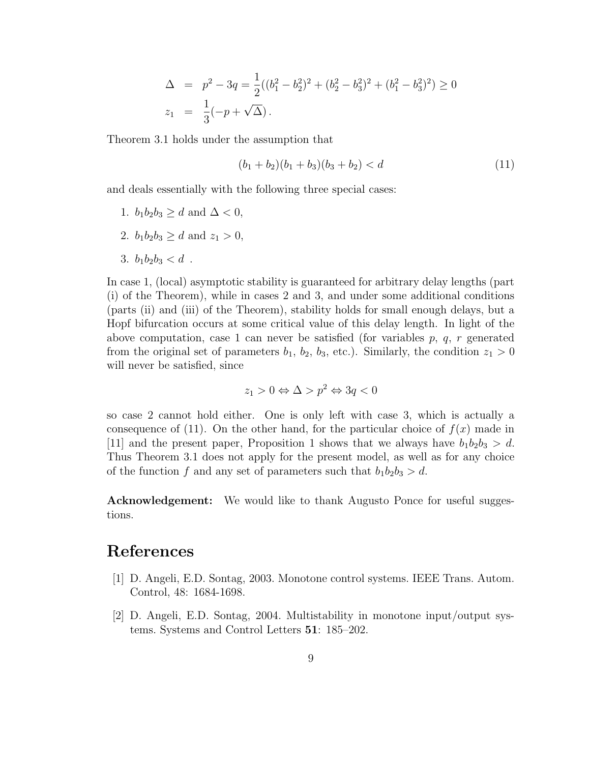$$
\begin{aligned}
\Delta &= p^2 - 3q = \frac{1}{2}((b_1^2 - b_2^2)^2 + (b_2^2 - b_3^2)^2 + (b_1^2 - b_3^2)^2) \geq 0 \\
z_1 &= \frac{1}{3}(-p + \sqrt{\Delta})\,.
\end{aligned}
$$

Theorem 3.1 holds under the assumption that

$$
(b_1 + b_2)(b_1 + b_3)(b_3 + b_2) < d \tag{11}
$$

and deals essentially with the following three special cases:

1. $b_1 b_2 b_3 \geq d$ and $\Delta < 0$,
2. $b_1 b_2 b_3 \geq d$ and $z_1 > 0$,
3. $b_1 b_2 b_3 < d$ .

In case 1, (local) asymptotic stability is guaranteed for arbitrary delay lengths (part (i) of the Theorem), while in cases 2 and 3, and under some additional conditions (parts (ii) and (iii) of the Theorem), stability holds for small enough delays, but a Hopf bifurcation occurs at some critical value of this delay length. In light of the above computation, case 1 can never be satisfied (for variables $p$, $q$, $r$ generated from the original set of parameters $b_1$, $b_2$, $b_3$, etc.). Similarly, the condition $z_1 > 0$ will never be satisfied, since

$$
z_1 > 0 \Leftrightarrow \Delta > p^2 \Leftrightarrow 3q < 0
$$

so case 2 cannot hold either. One is only left with case 3, which is actually a consequence of (11). On the other hand, for the particular choice of $f(x)$ made in [11] and the present paper, Proposition 1 shows that we always have $b_1 b_2 b_3 > d$. Thus Theorem 3.1 does not apply for the present model, as well as for any choice of the function $f$ and any set of parameters such that $b_1 b_2 b_3 > d$.

**Acknowledgement:** We would like to thank Augusto Ponce for useful suggestions.

# References

[1] D. Angeli, E.D. Sontag, 2003. Monotone control systems. IEEE Trans. Autom. Control, 48: 1684-1698.

[2] D. Angeli, E.D. Sontag, 2004. Multistability in monotone input/output systems. Systems and Control Letters **51**: 185–202.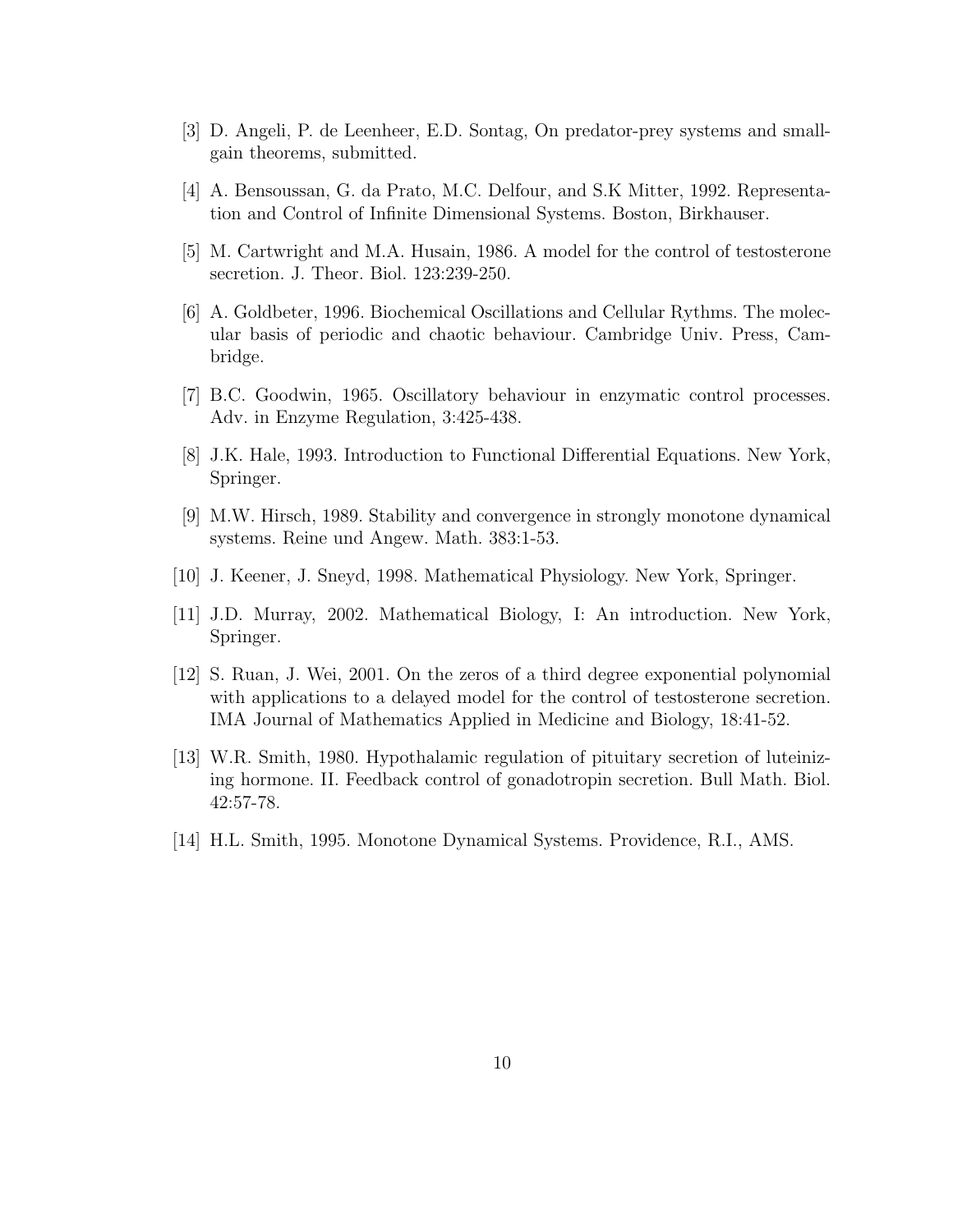[3] D. Angeli, P. de Leenheer, E.D. Sontag, On predator-prey systems and small-gain theorems, submitted.

[4] A. Bensoussan, G. da Prato, M.C. Delfour, and S.K Mitter, 1992. Representation and Control of Infinite Dimensional Systems. Boston, Birkhauser.

[5] M. Cartwright and M.A. Husain, 1986. A model for the control of testosterone secretion. J. Theor. Biol. 123:239-250.

[6] A. Goldbeter, 1996. Biochemical Oscillations and Cellular Rythms. The molecular basis of periodic and chaotic behaviour. Cambridge Univ. Press, Cambridge.

[7] B.C. Goodwin, 1965. Oscillatory behaviour in enzymatic control processes. Adv. in Enzyme Regulation, 3:425-438.

[8] J.K. Hale, 1993. Introduction to Functional Differential Equations. New York, Springer.

[9] M.W. Hirsch, 1989. Stability and convergence in strongly monotone dynamical systems. Reine und Angew. Math. 383:1-53.

[10] J. Keener, J. Sneyd, 1998. Mathematical Physiology. New York, Springer.

[11] J.D. Murray, 2002. Mathematical Biology, I: An introduction. New York, Springer.

[12] S. Ruan, J. Wei, 2001. On the zeros of a third degree exponential polynomial with applications to a delayed model for the control of testosterone secretion. IMA Journal of Mathematics Applied in Medicine and Biology, 18:41-52.

[13] W.R. Smith, 1980. Hypothalamic regulation of pituitary secretion of luteinizing hormone. II. Feedback control of gonadotropin secretion. Bull Math. Biol. 42:57-78.

[14] H.L. Smith, 1995. Monotone Dynamical Systems. Providence, R.I., AMS.